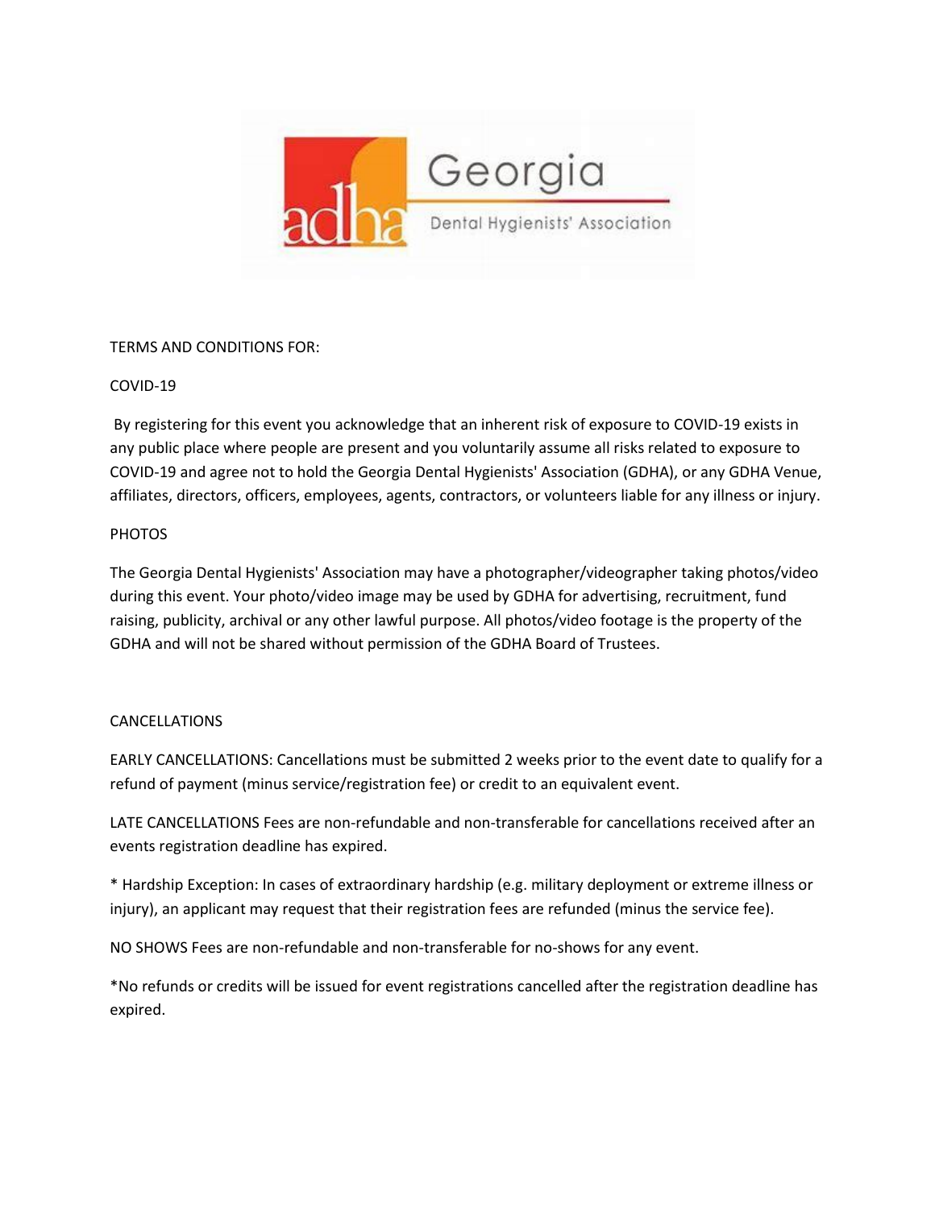Georgia

Dental Hygienists' Association

TERMS AND CONDITIONS FOR:

COVID-19

By registering for this event you acknowledge that an inherent risk of exposure to COVID-19 exists in any public place where people are present and you voluntarily assume all risks related to exposure to COVID-19 and agree not to hold the Georgia Dental Hygienists' Association (GDHA), or any GDHA Venue, affiliates, directors, officers, employees, agents, contractors, or volunteers liable for any illness or injury.

PHOTOS

The Georgia Dental Hygienists' Association may have a photographer/videographer taking photos/video during this event. Your photo/video image may be used by GDHA for advertising, recruitment, fund raising, publicity, archival or any other lawful purpose. All photos/video footage is the property of the GDHA and will not be shared without permission of the GDHA Board of Trustees.

CANCELLATIONS

EARLY CANCELLATIONS: Cancellations must be submitted 2 weeks prior to the event date to qualify for a refund of payment (minus service/registration fee) or credit to an equivalent event.

LATE CANCELLATIONS Fees are non-refundable and non-transferable for cancellations received after an events registration deadline has expired.

* Hardship Exception: In cases of extraordinary hardship (e.g. military deployment or extreme illness or injury), an applicant may request that their registration fees are refunded (minus the service fee).

NO SHOWS Fees are non-refundable and non-transferable for no-shows for any event.

*No refunds or credits will be issued for event registrations cancelled after the registration deadline has expired.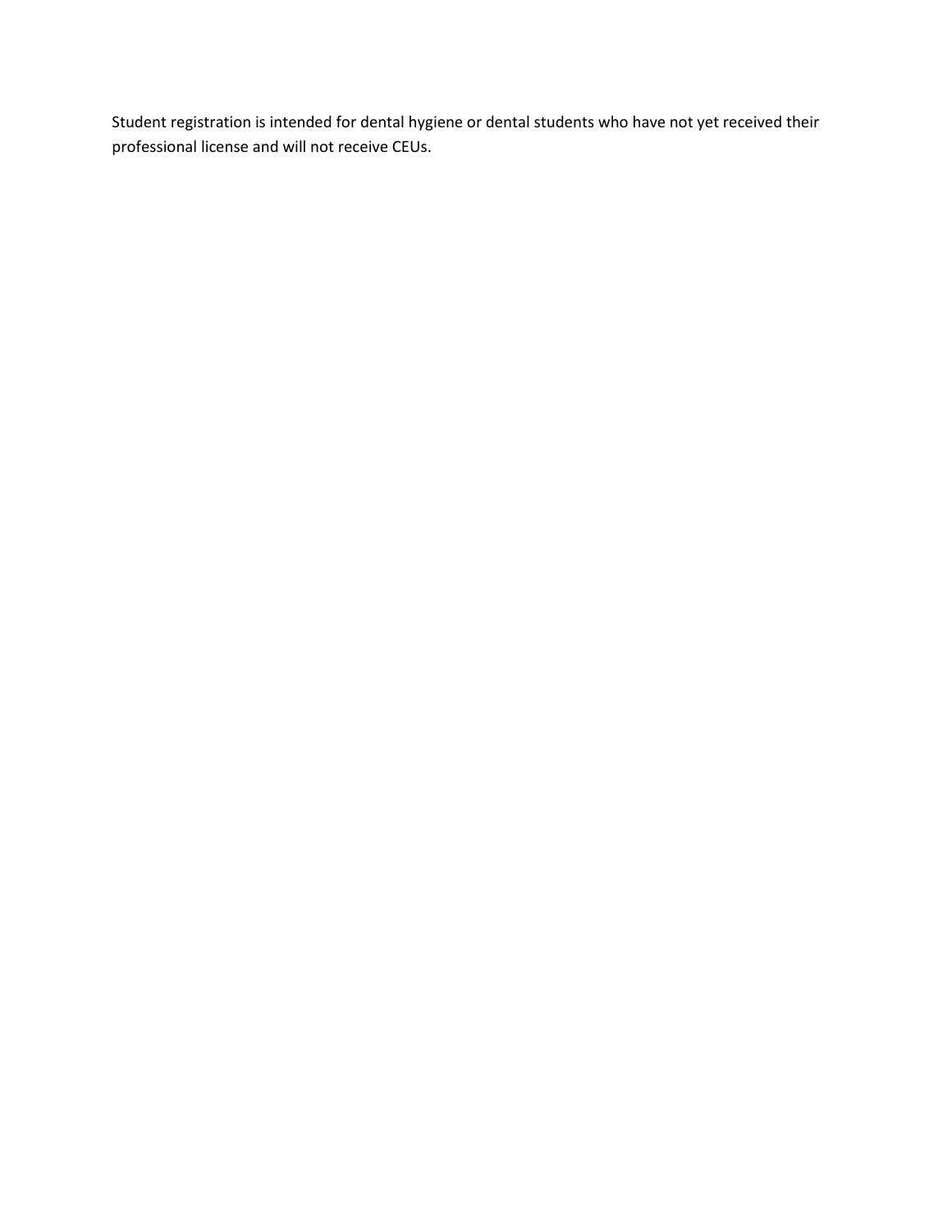Student registration is intended for dental hygiene or dental students who have not yet received their professional license and will not receive CEUs.